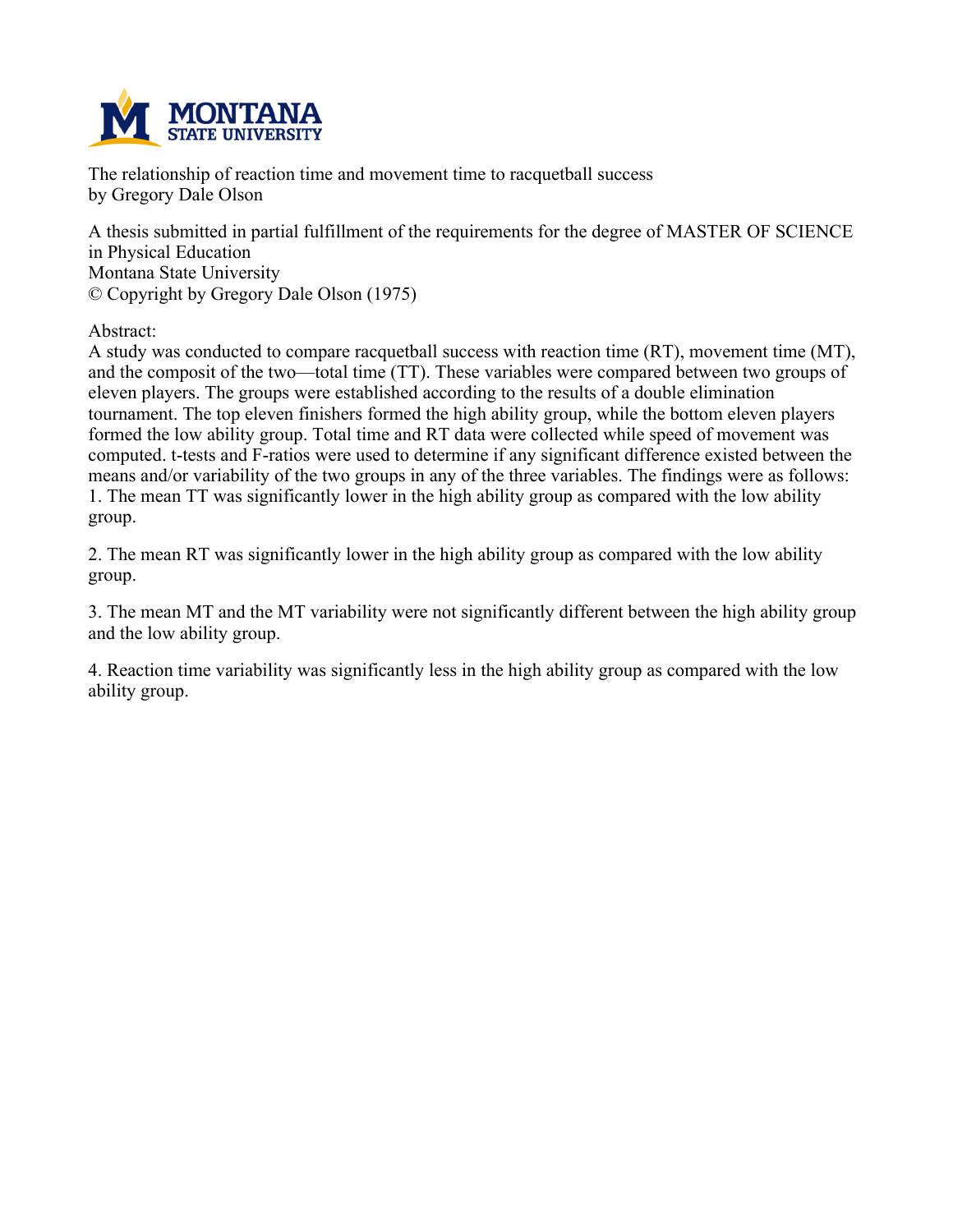The relationship of reaction time and movement time to racquetball success
by Gregory Dale Olson

A thesis submitted in partial fulfillment of the requirements for the degree of MASTER OF SCIENCE in Physical Education
Montana State University
© Copyright by Gregory Dale Olson (1975)

Abstract:

A study was conducted to compare racquetball success with reaction time (RT), movement time (MT), and the composit of the two—total time (TT). These variables were compared between two groups of eleven players. The groups were established according to the results of a double elimination tournament. The top eleven finishers formed the high ability group, while the bottom eleven players formed the low ability group. Total time and RT data were collected while speed of movement was computed. t-tests and F-ratios were used to determine if any significant difference existed between the means and/or variability of the two groups in any of the three variables. The findings were as follows:

1. The mean TT was significantly lower in the high ability group as compared with the low ability group.

2. The mean RT was significantly lower in the high ability group as compared with the low ability group.

3. The mean MT and the MT variability were not significantly different between the high ability group and the low ability group.

4. Reaction time variability was significantly less in the high ability group as compared with the low ability group.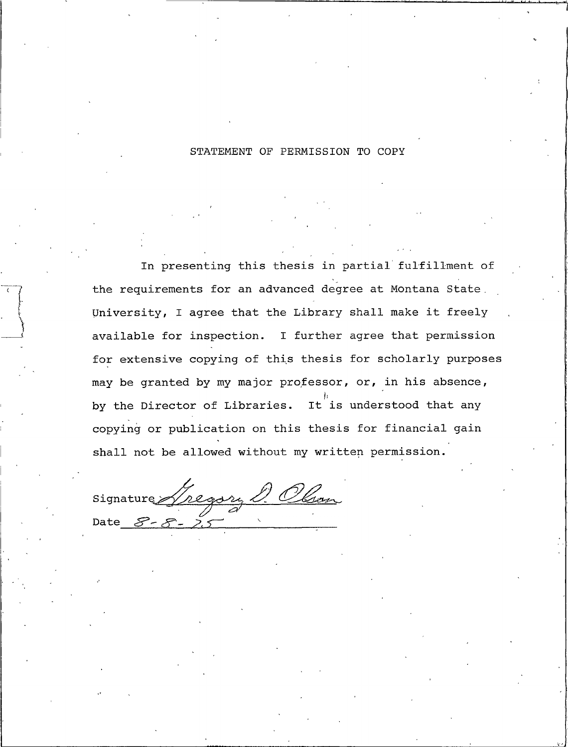# STATEMENT OF PERMISSION TO COPY

In presenting this thesis in partial fulfillment of the requirements for an advanced degree at Montana State University, I agree that the Library shall make it freely available for inspection. I further agree that permission for extensive copying of this thesis for scholarly purposes may be granted by my major professor, or, in his absence, by the Director of Libraries. It is understood that any copying or publication on this thesis for financial gain shall not be allowed without my written permission.

Signature Gregory D. Olson

Date 8-8-75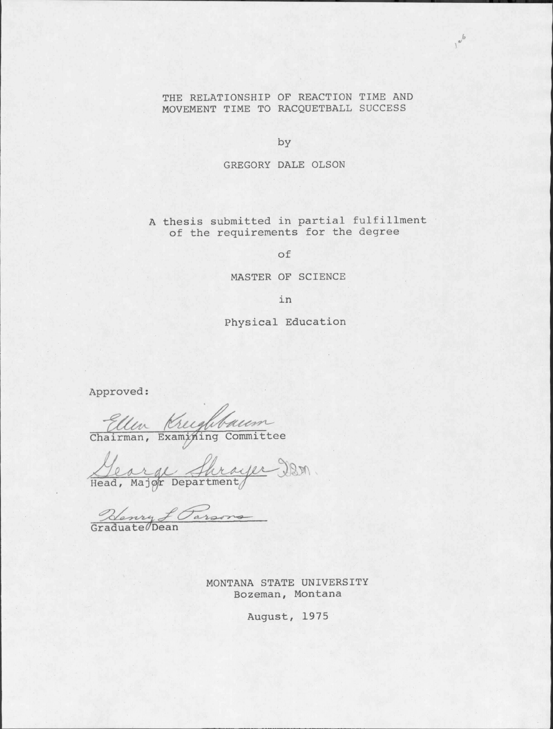# THE RELATIONSHIP OF REACTION TIME AND MOVEMENT TIME TO RACQUETBALL SUCCESS

by

GREGORY DALE OLSON

A thesis submitted in partial fulfillment of the requirements for the degree

of

MASTER OF SCIENCE

in

Physical Education

Approved:

Ellen Kreighbaum
Chairman, Examining Committee

George Shrayer
Head, Major Department

Henry L Parsons
Graduate Dean

MONTANA STATE UNIVERSITY
Bozeman, Montana

August, 1975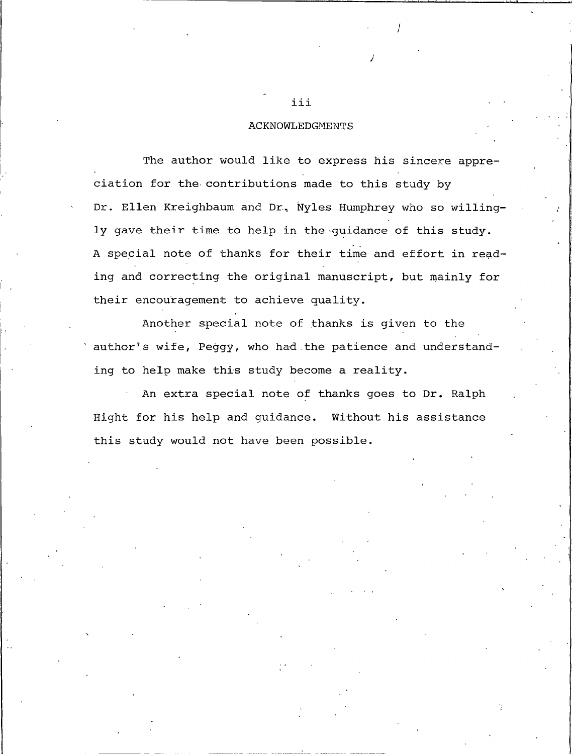## ACKNOWLEDGMENTS

The author would like to express his sincere appreciation for the contributions made to this study by Dr. Ellen Kreighbaum and Dr. Nyles Humphrey who so willingly gave their time to help in the guidance of this study. A special note of thanks for their time and effort in reading and correcting the original manuscript, but mainly for their encouragement to achieve quality.

Another special note of thanks is given to the author's wife, Peggy, who had the patience and understanding to help make this study become a reality.

An extra special note of thanks goes to Dr. Ralph Hight for his help and guidance. Without his assistance this study would not have been possible.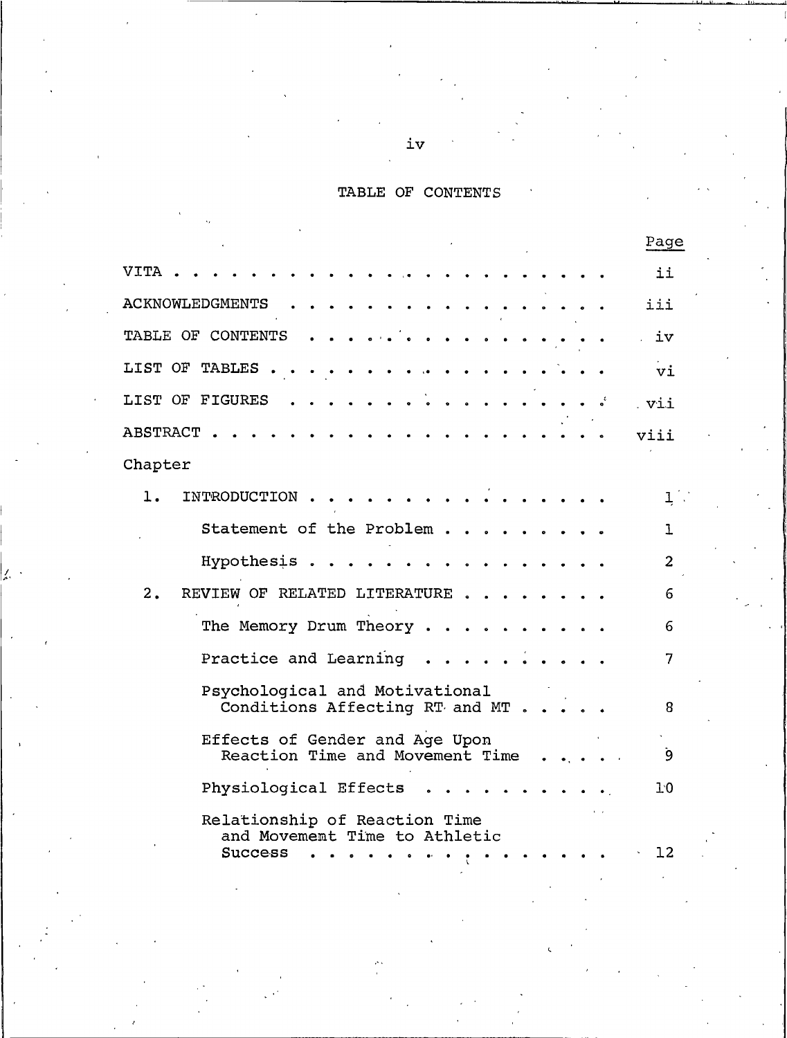# TABLE OF CONTENTS

| | Page |
|---|---|
| VITA | ii |
| ACKNOWLEDGMENTS | iii |
| TABLE OF CONTENTS | iv |
| LIST OF TABLES | vi |
| LIST OF FIGURES | vii |
| ABSTRACT | viii |
| Chapter | |
| 1. INTRODUCTION | 1 |
| Statement of the Problem | 1 |
| Hypothesis | 2 |
| 2. REVIEW OF RELATED LITERATURE | 6 |
| The Memory Drum Theory | 6 |
| Practice and Learning | 7 |
| Psychological and Motivational Conditions Affecting RT and MT | 8 |
| Effects of Gender and Age Upon Reaction Time and Movement Time | 9 |
| Physiological Effects | 10 |
| Relationship of Reaction Time and Movememt Time to Athletic Success | 12 |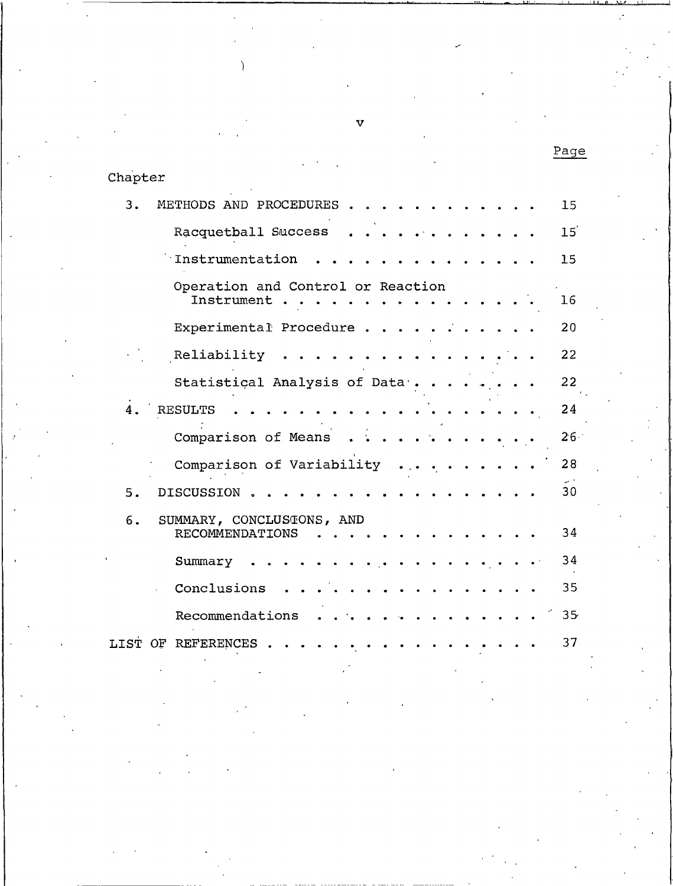| Chapter | Page |
|---|---|
| 3. METHODS AND PROCEDURES | 15 |
| Racquetball Success | 15 |
| Instrumentation | 15 |
| Operation and Control or Reaction Instrument | 16 |
| Experimental Procedure | 20 |
| Reliability | 22 |
| Statistical Analysis of Data | 22 |
| 4. RESULTS | 24 |
| Comparison of Means | 26 |
| Comparison of Variability | 28 |
| 5. DISCUSSION | 30 |
| 6. SUMMARY, CONCLUSIONS, AND RECOMMENDATIONS | 34 |
| Summary | 34 |
| Conclusions | 35 |
| Recommendations | 35 |
| LIST OF REFERENCES | 37 |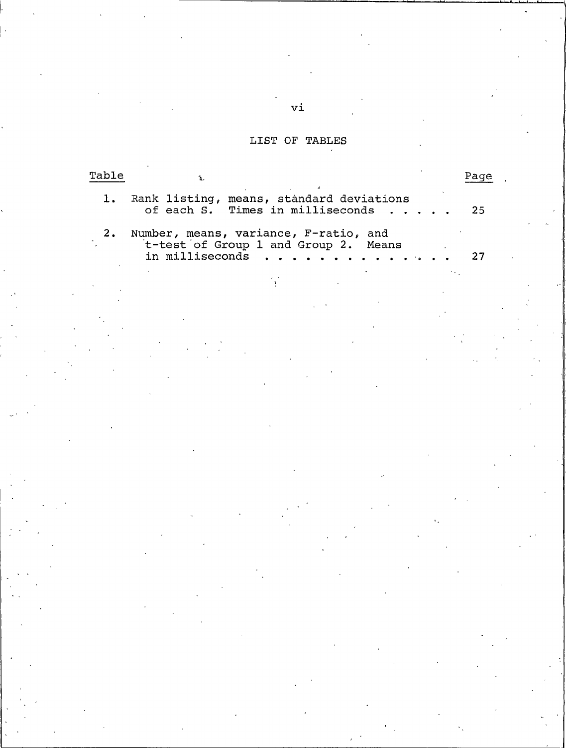## LIST OF TABLES

| Table | | Page |
|---|---|---|
| 1. | Rank listing, means, standard deviations of each S. Times in milliseconds . . . . . | 25 |
| 2. | Number, means, variance, F-ratio, and t-test of Group 1 and Group 2. Means in milliseconds . . . . . . . . . . . . . . . | 27 |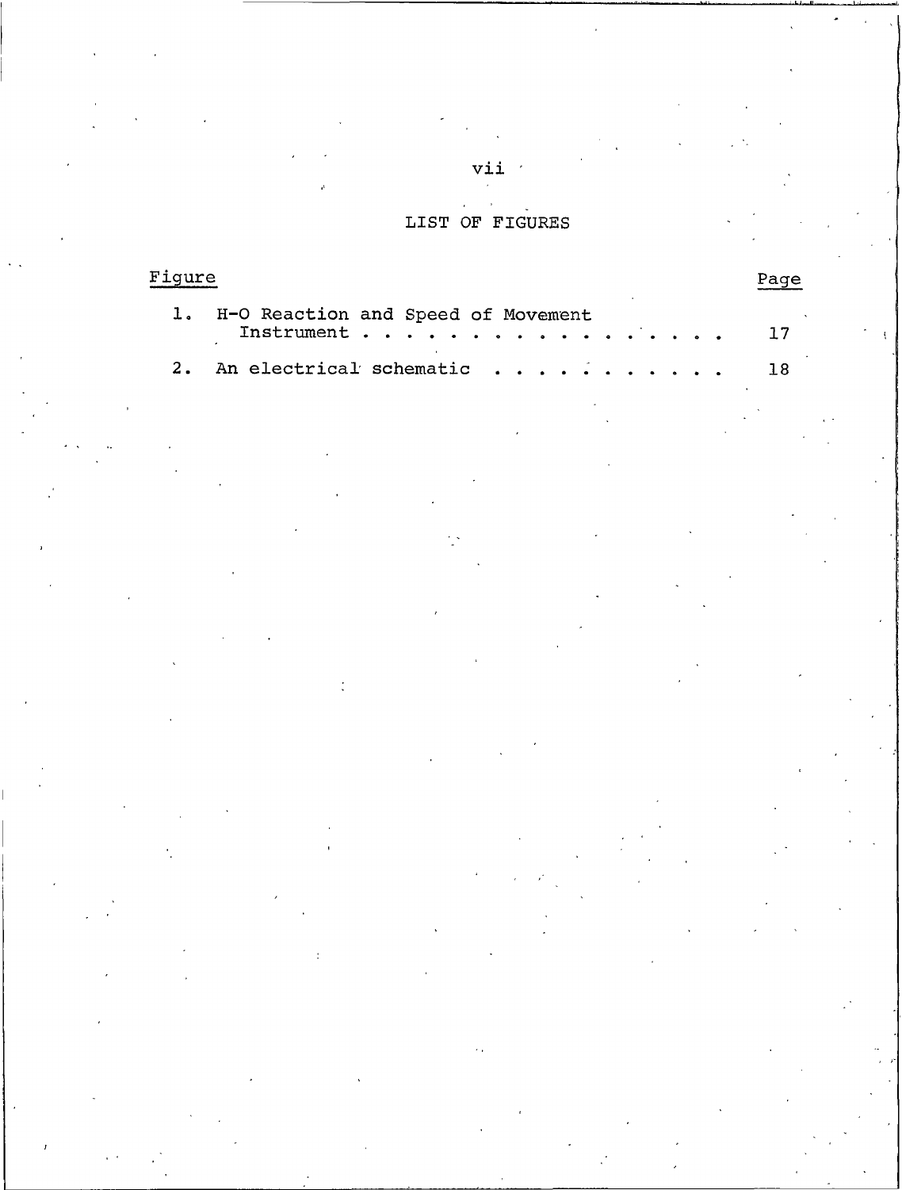## LIST OF FIGURES

| Figure | | Page |
|---|---|---|
| 1. | H-O Reaction and Speed of Movement Instrument | 17 |
| 2. | An electrical schematic | 18 |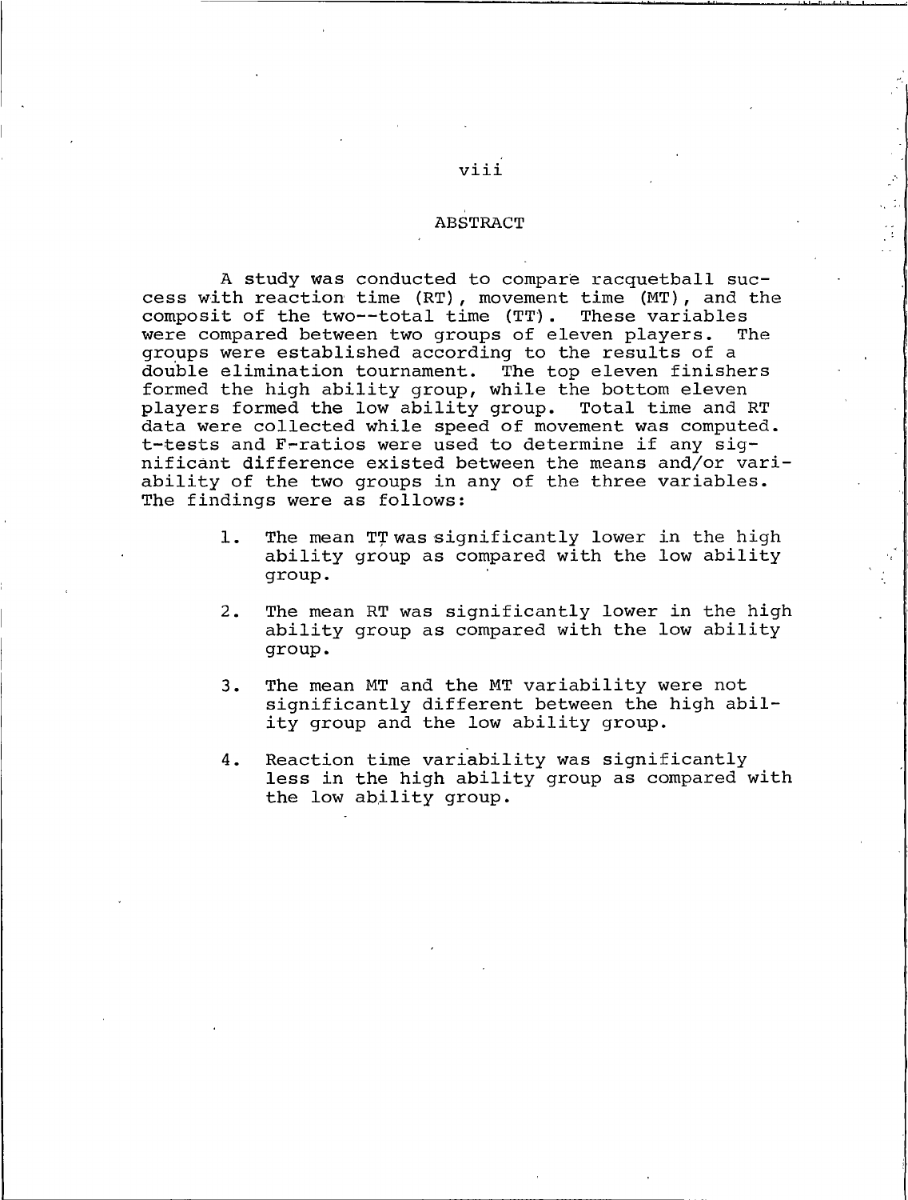## ABSTRACT

A study was conducted to compare racquetball success with reaction time (RT), movement time (MT), and the composit of the two--total time (TT). These variables were compared between two groups of eleven players. The groups were established according to the results of a double elimination tournament. The top eleven finishers formed the high ability group, while the bottom eleven players formed the low ability group. Total time and RT data were collected while speed of movement was computed. t-tests and F-ratios were used to determine if any significant difference existed between the means and/or variability of the two groups in any of the three variables. The findings were as follows:

1. The mean TT was significantly lower in the high ability group as compared with the low ability group.

2. The mean RT was significantly lower in the high ability group as compared with the low ability group.

3. The mean MT and the MT variability were not significantly different between the high ability group and the low ability group.

4. Reaction time variability was significantly less in the high ability group as compared with the low ability group.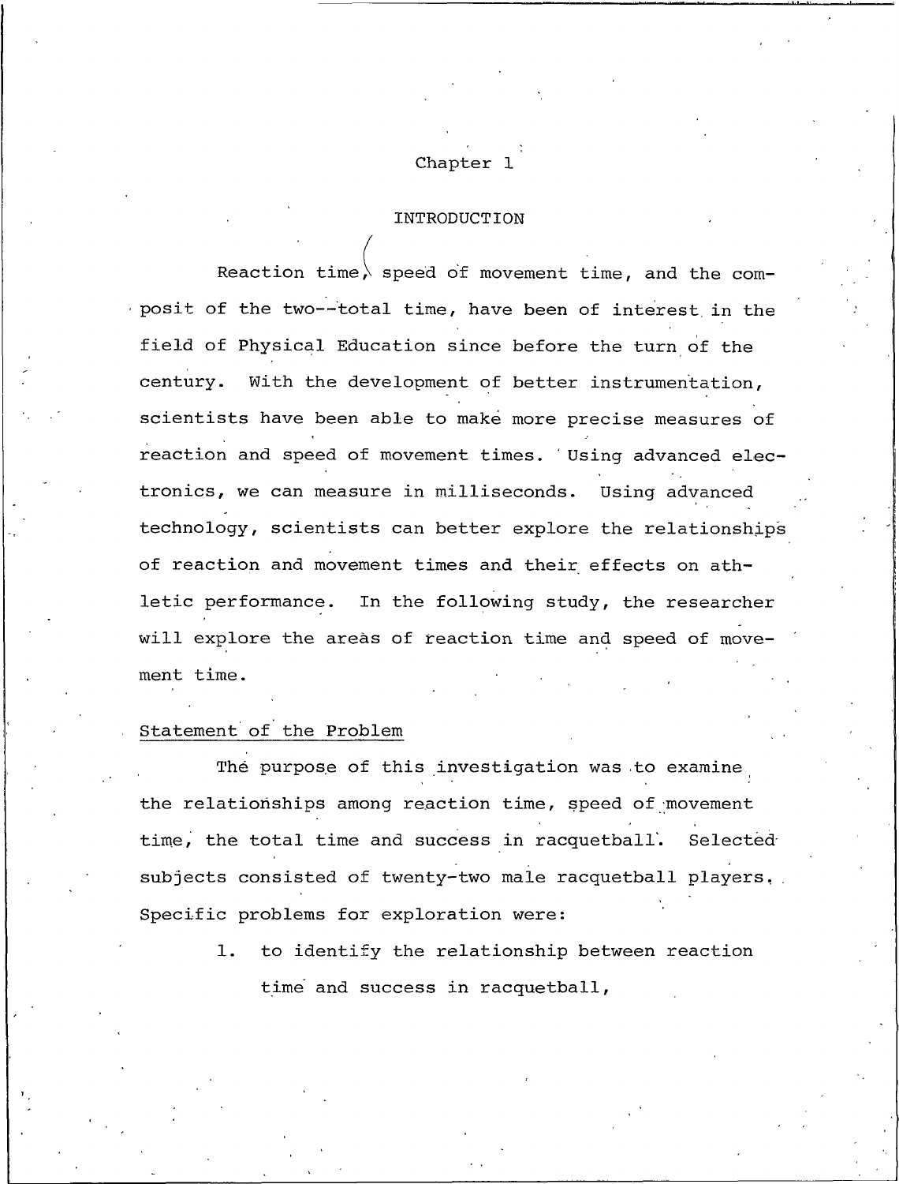# Chapter 1

## INTRODUCTION

Reaction time, speed of movement time, and the composit of the two--total time, have been of interest in the field of Physical Education since before the turn of the century. With the development of better instrumentation, scientists have been able to make more precise measures of reaction and speed of movement times. Using advanced electronics, we can measure in milliseconds. Using advanced technology, scientists can better explore the relationships of reaction and movement times and their effects on athletic performance. In the following study, the researcher will explore the areas of reaction time and speed of movement time.

### Statement of the Problem

The purpose of this investigation was to examine the relationships among reaction time, speed of movement time, the total time and success in racquetball. Selected subjects consisted of twenty-two male racquetball players. Specific problems for exploration were:

1. to identify the relationship between reaction time and success in racquetball,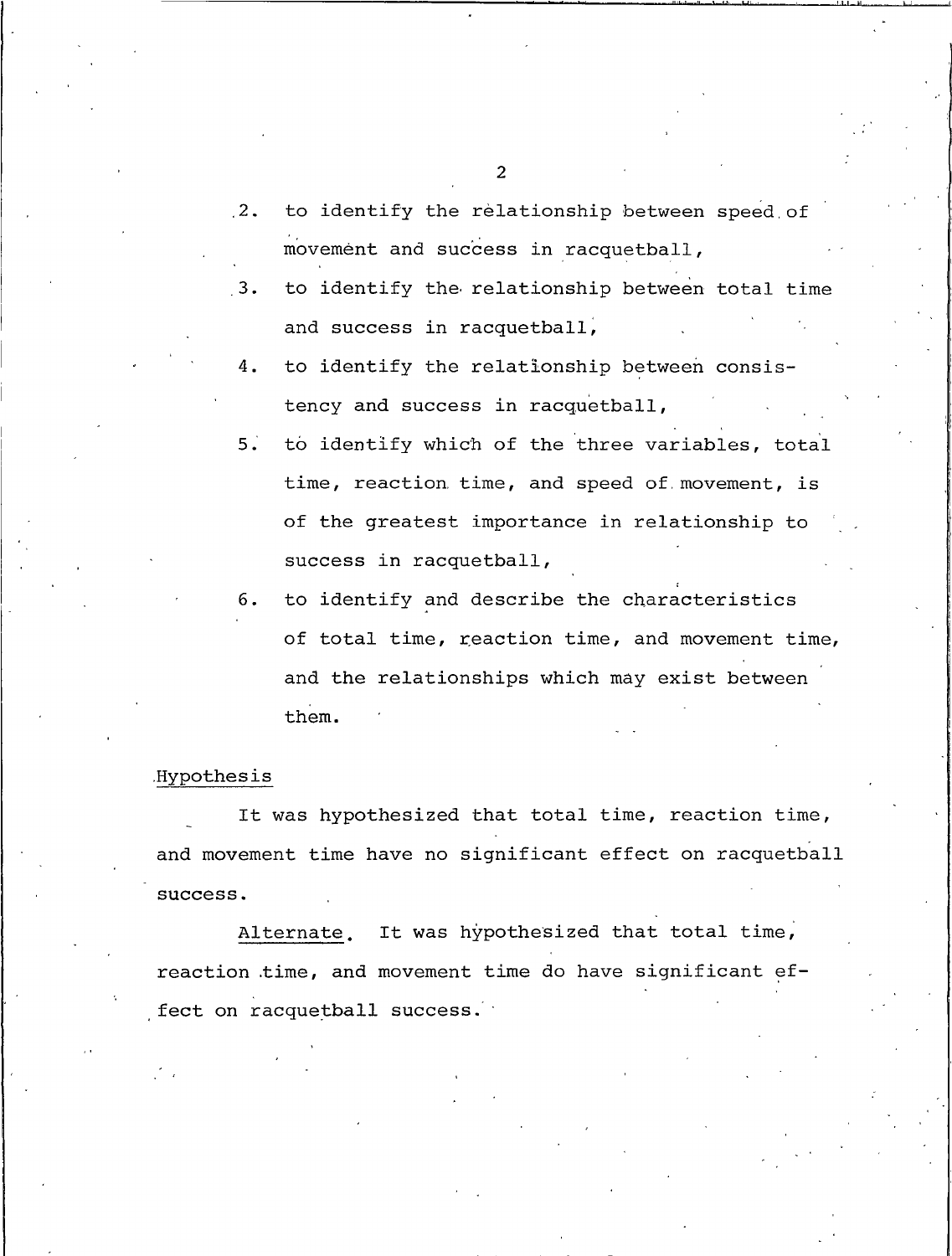2. to identify the relationship between speed of movement and success in racquetball,
3. to identify the relationship between total time and success in racquetball,
4. to identify the relationship between consistency and success in racquetball,
5. to identify which of the three variables, total time, reaction time, and speed of movement, is of the greatest importance in relationship to success in racquetball,
6. to identify and describe the characteristics of total time, reaction time, and movement time, and the relationships which may exist between them.

## Hypothesis

It was hypothesized that total time, reaction time, and movement time have no significant effect on racquetball success.

Alternate. It was hypothesized that total time, reaction time, and movement time do have significant effect on racquetball success.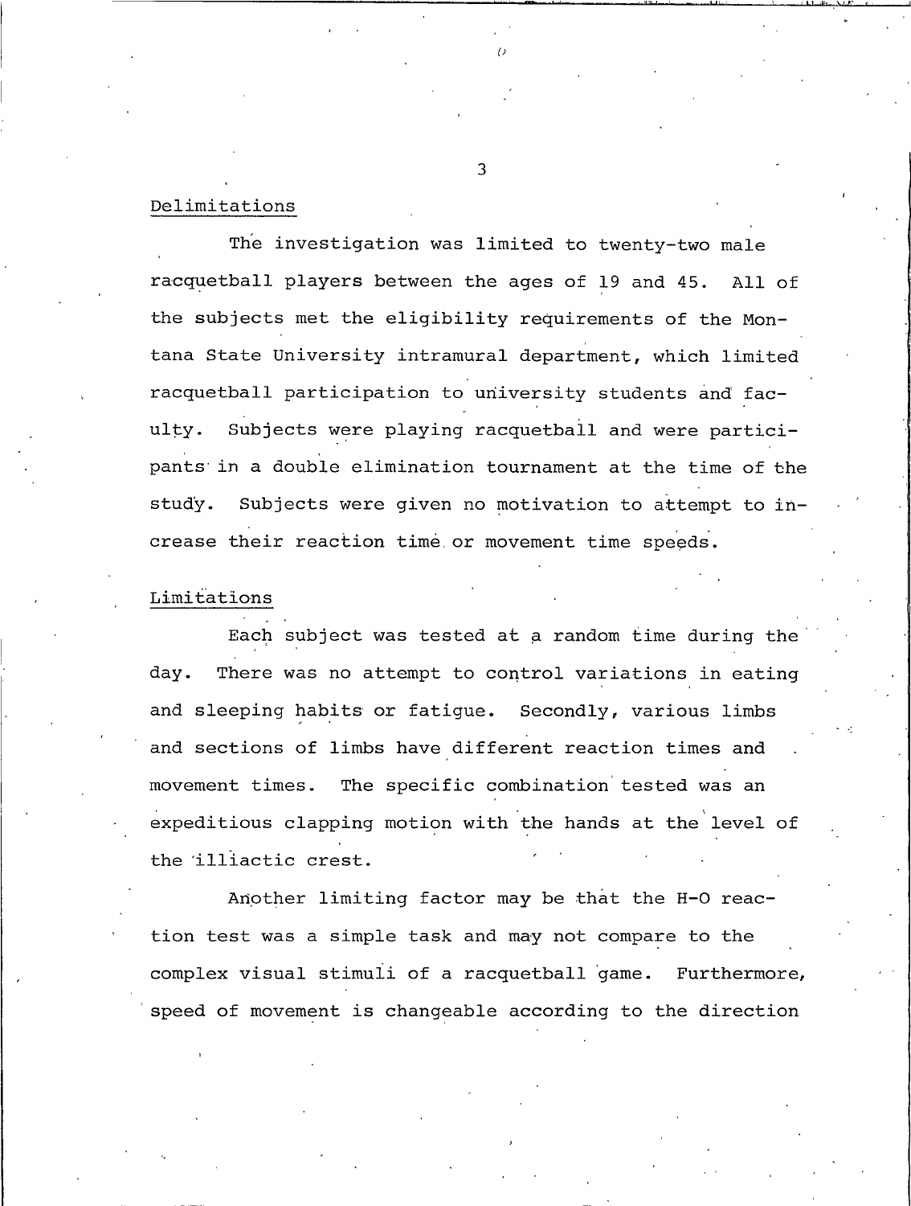## Delimitations

The investigation was limited to twenty-two male racquetball players between the ages of 19 and 45. All of the subjects met the eligibility requirements of the Montana State University intramural department, which limited racquetball participation to university students and faculty. Subjects were playing racquetball and were participants in a double elimination tournament at the time of the study. Subjects were given no motivation to attempt to increase their reaction time or movement time speeds.

## Limitations

Each subject was tested at a random time during the day. There was no attempt to control variations in eating and sleeping habits or fatigue. Secondly, various limbs and sections of limbs have different reaction times and movement times. The specific combination tested was an expeditious clapping motion with the hands at the level of the illiactic crest.

Another limiting factor may be that the H-O reaction test was a simple task and may not compare to the complex visual stimuli of a racquetball game. Furthermore, speed of movement is changeable according to the direction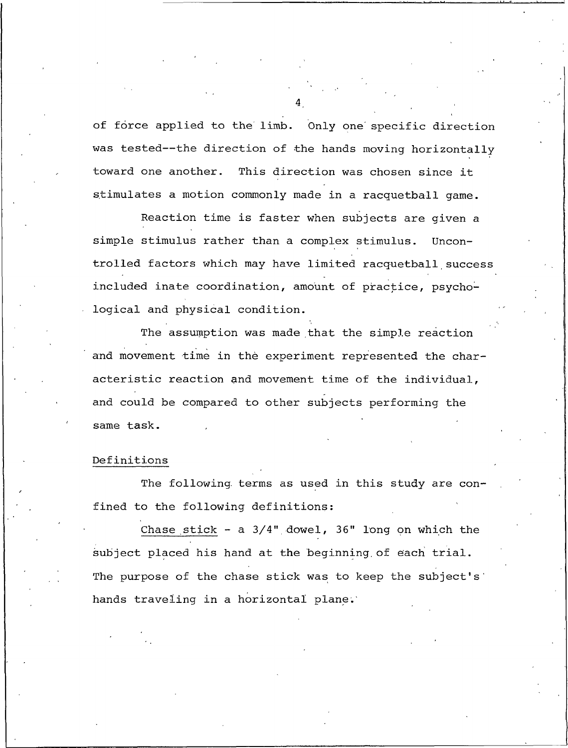of force applied to the limb. Only one specific direction was tested--the direction of the hands moving horizontally toward one another. This direction was chosen since it stimulates a motion commonly made in a racquetball game.

Reaction time is faster when subjects are given a simple stimulus rather than a complex stimulus. Uncontrolled factors which may have limited racquetball success included inate coordination, amount of practice, psychological and physical condition.

The assumption was made that the simple reaction and movement time in the experiment represented the characteristic reaction and movement time of the individual, and could be compared to other subjects performing the same task.

## Definitions

The following terms as used in this study are confined to the following definitions:

Chase stick - a 3/4" dowel, 36" long on which the subject placed his hand at the beginning of each trial. The purpose of the chase stick was to keep the subject's hands traveling in a horizontal plane.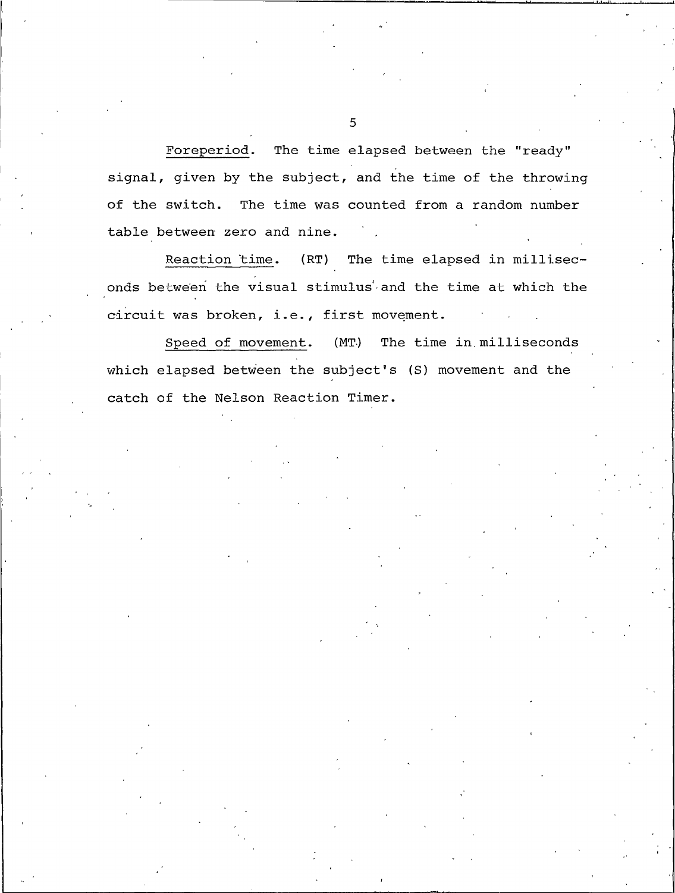Foreperiod. The time elapsed between the "ready" signal, given by the subject, and the time of the throwing of the switch. The time was counted from a random number table between zero and nine.

Reaction time. (RT) The time elapsed in milliseconds between the visual stimulus and the time at which the circuit was broken, i.e., first movement.

Speed of movement. (MT) The time in milliseconds which elapsed between the subject's (S) movement and the catch of the Nelson Reaction Timer.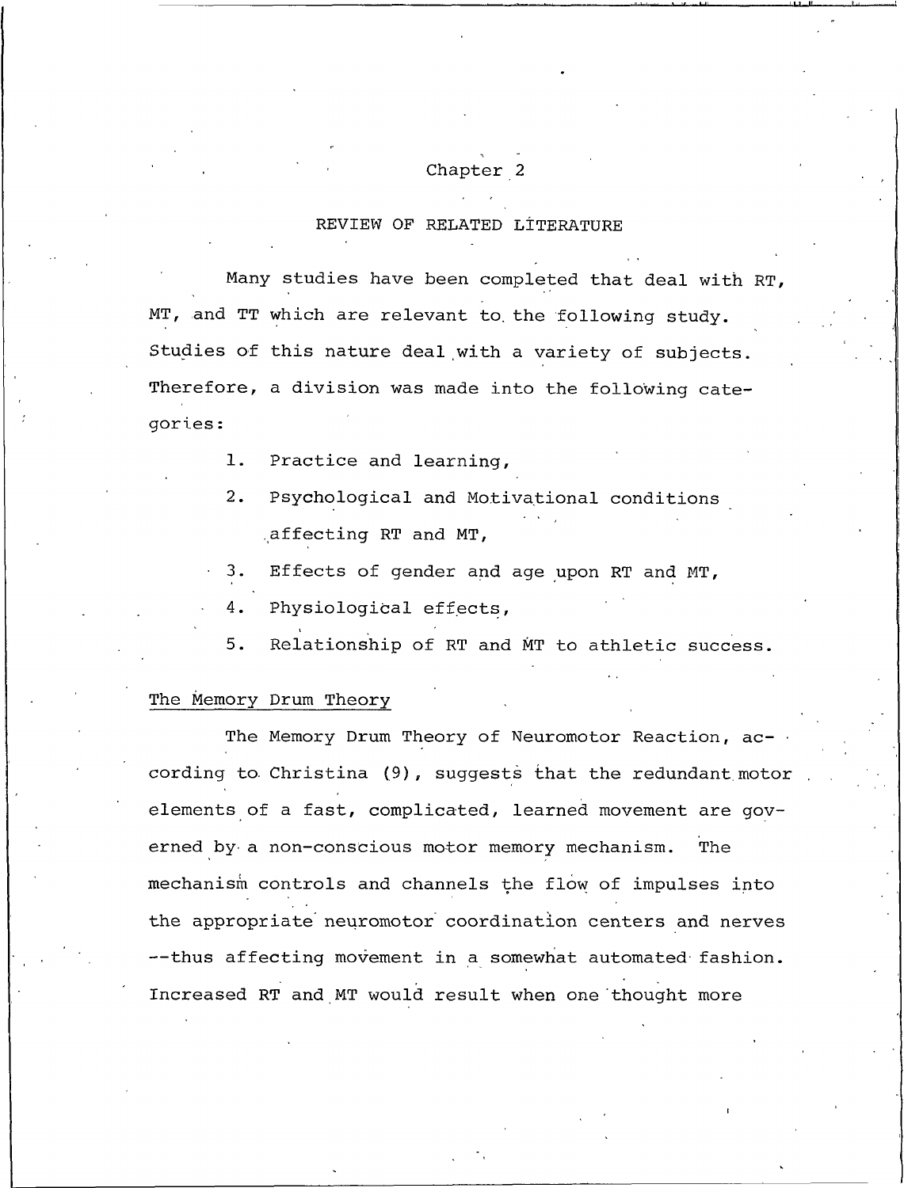# Chapter 2

## REVIEW OF RELATED LITERATURE

Many studies have been completed that deal with RT, MT, and TT which are relevant to the following study. Studies of this nature deal with a variety of subjects. Therefore, a division was made into the following categories:

1. Practice and learning,
2. Psychological and Motivational conditions affecting RT and MT,
3. Effects of gender and age upon RT and MT,
4. Physiological effects,
5. Relationship of RT and MT to athletic success.

### The Memory Drum Theory

The Memory Drum Theory of Neuromotor Reaction, according to Christina (9), suggests that the redundant motor elements of a fast, complicated, learned movement are governed by a non-conscious motor memory mechanism. The mechanism controls and channels the flow of impulses into the appropriate neuromotor coordination centers and nerves --thus affecting movement in a somewhat automated fashion. Increased RT and MT would result when one thought more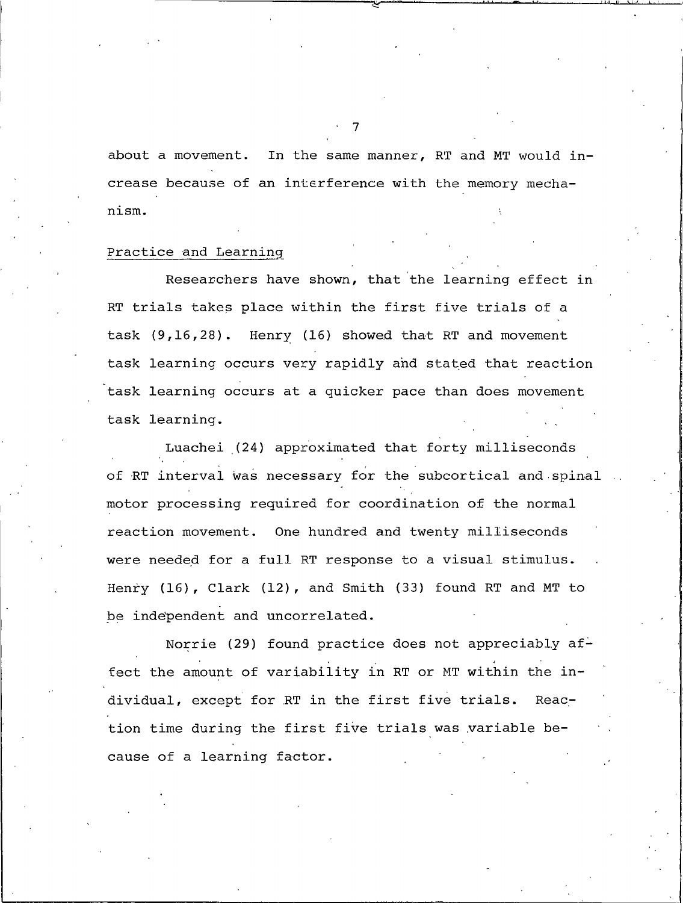about a movement. In the same manner, RT and MT would increase because of an interference with the memory mechanism.

Practice and Learning

Researchers have shown, that the learning effect in RT trials takes place within the first five trials of a task (9,16,28). Henry (16) showed that RT and movement task learning occurs very rapidly and stated that reaction task learning occurs at a quicker pace than does movement task learning.

Luachei (24) approximated that forty milliseconds of RT interval was necessary for the subcortical and spinal motor processing required for coordination of the normal reaction movement. One hundred and twenty milliseconds were needed for a full RT response to a visual stimulus. Henry (16), Clark (12), and Smith (33) found RT and MT to be independent and uncorrelated.

Norrie (29) found practice does not appreciably affect the amount of variability in RT or MT within the individual, except for RT in the first five trials. Reaction time during the first five trials was variable because of a learning factor.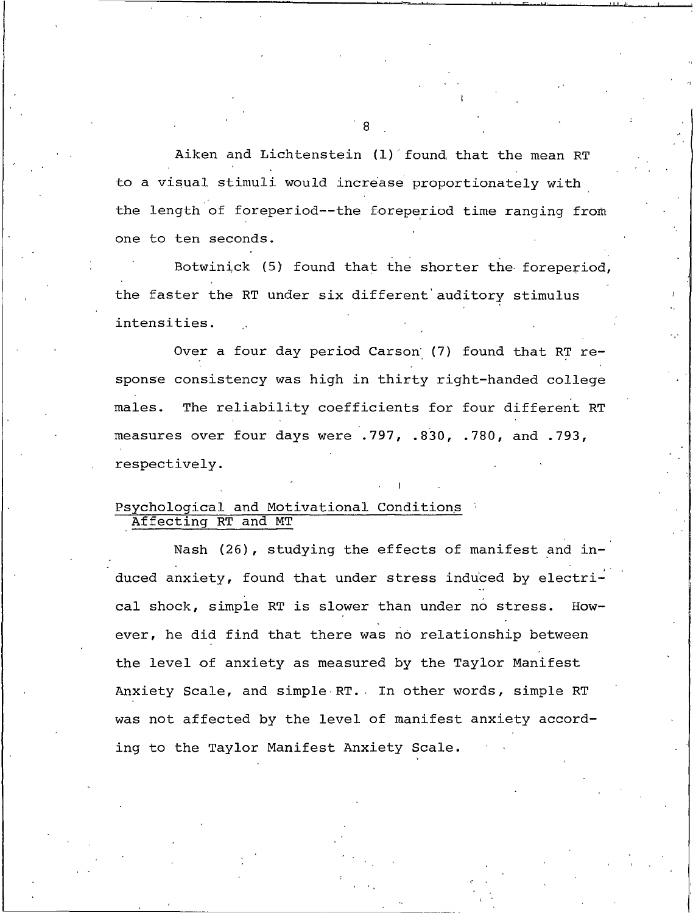Aiken and Lichtenstein (1) found that the mean RT to a visual stimuli would increase proportionately with the length of foreperiod--the foreperiod time ranging from one to ten seconds.

Botwinick (5) found that the shorter the foreperiod, the faster the RT under six different auditory stimulus intensities.

Over a four day period Carson (7) found that RT response consistency was high in thirty right-handed college males. The reliability coefficients for four different RT measures over four days were .797, .830, .780, and .793, respectively.

## Psychological and Motivational Conditions Affecting RT and MT

Nash (26), studying the effects of manifest and induced anxiety, found that under stress induced by electrical shock, simple RT is slower than under no stress. However, he did find that there was no relationship between the level of anxiety as measured by the Taylor Manifest Anxiety Scale, and simple RT. In other words, simple RT was not affected by the level of manifest anxiety according to the Taylor Manifest Anxiety Scale.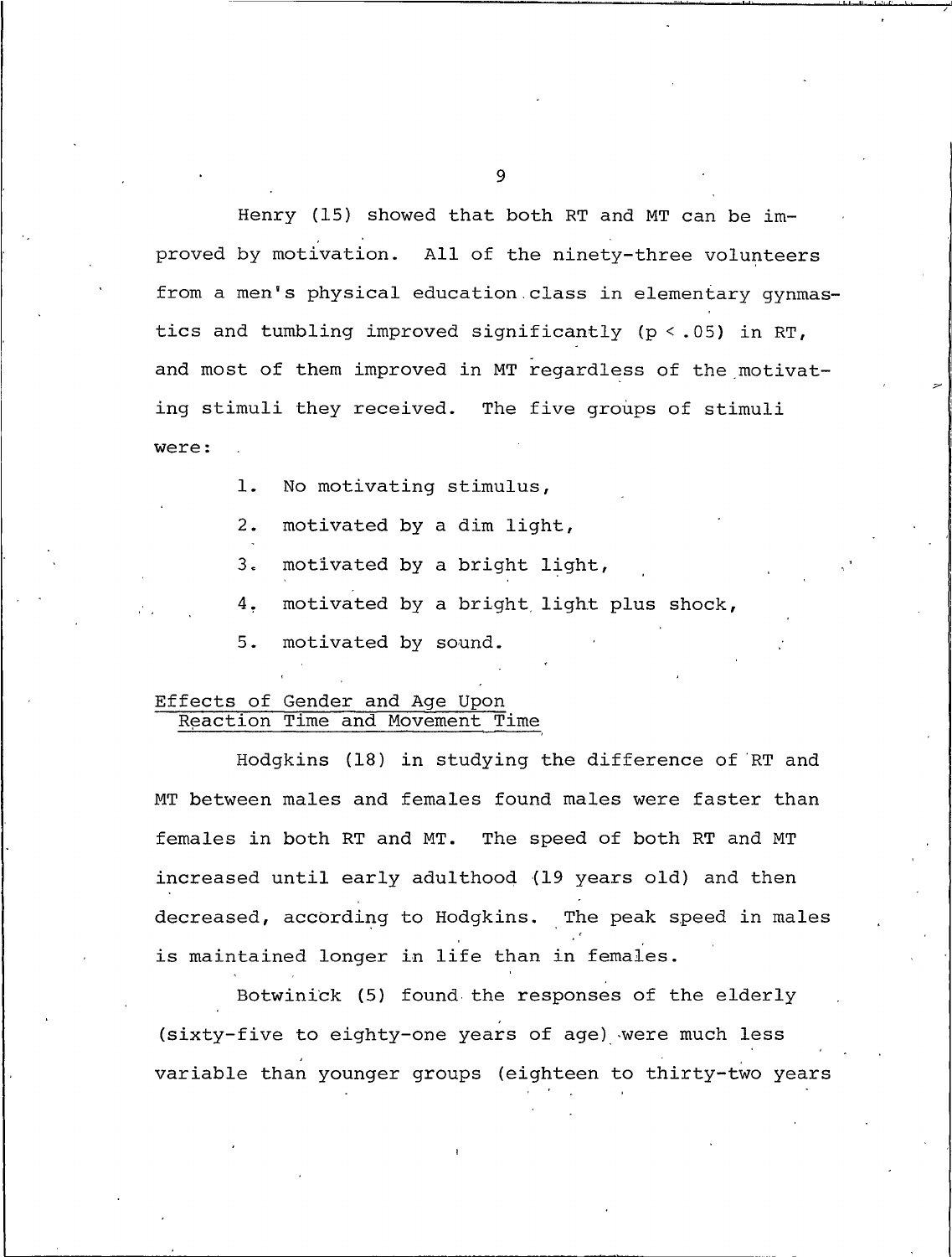Henry (15) showed that both RT and MT can be improved by motivation. All of the ninety-three volunteers from a men's physical education class in elementary gynmastics and tumbling improved significantly ($p < .05$) in RT, and most of them improved in MT regardless of the motivating stimuli they received. The five groups of stimuli were:

1. No motivating stimulus,
2. motivated by a dim light,
3. motivated by a bright light,
4. motivated by a bright light plus shock,
5. motivated by sound.

## Effects of Gender and Age Upon Reaction Time and Movement Time

Hodgkins (18) in studying the difference of RT and MT between males and females found males were faster than females in both RT and MT. The speed of both RT and MT increased until early adulthood (19 years old) and then decreased, according to Hodgkins. The peak speed in males is maintained longer in life than in females.

Botwinick (5) found the responses of the elderly (sixty-five to eighty-one years of age) were much less variable than younger groups (eighteen to thirty-two years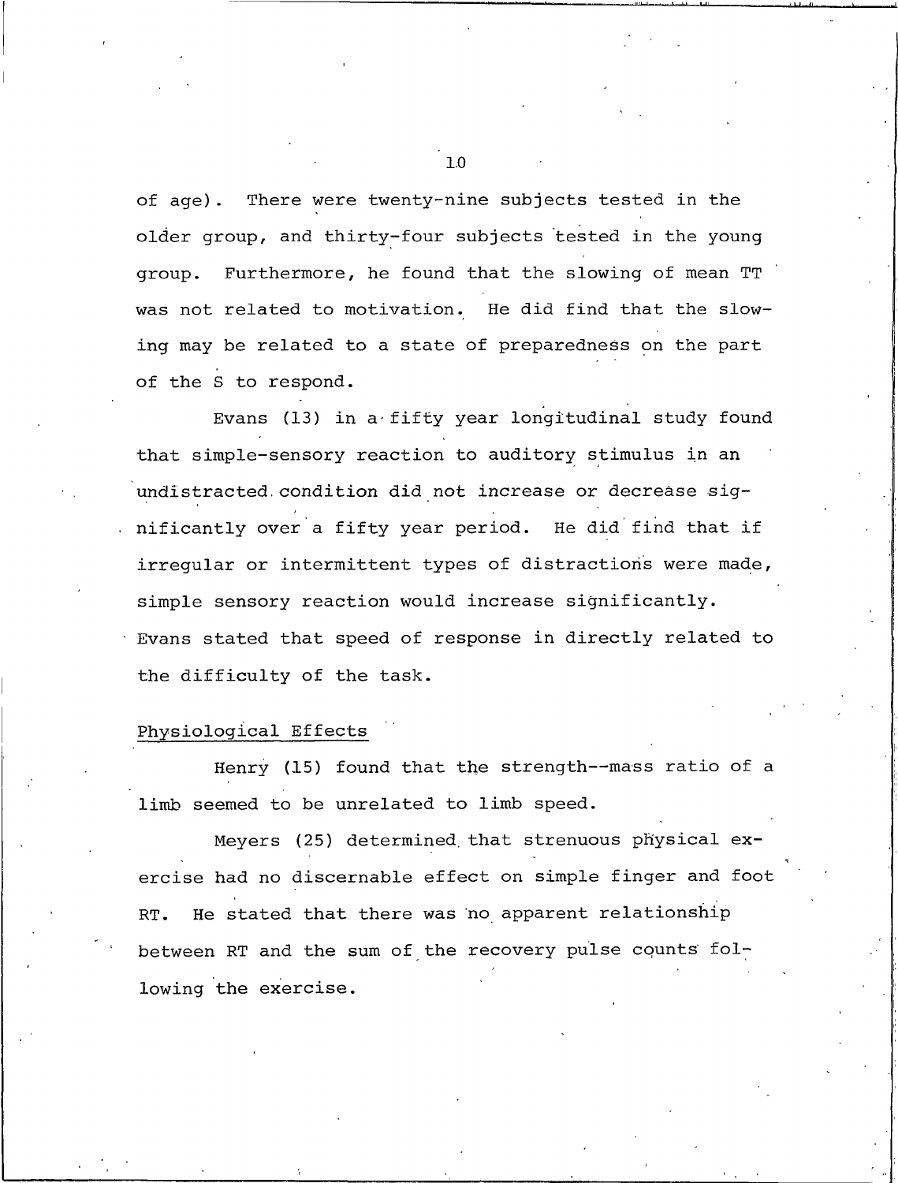of age). There were twenty-nine subjects tested in the older group, and thirty-four subjects tested in the young group. Furthermore, he found that the slowing of mean TT was not related to motivation. He did find that the slowing may be related to a state of preparedness on the part of the S to respond.

Evans (13) in a fifty year longitudinal study found that simple-sensory reaction to auditory stimulus in an undistracted condition did not increase or decrease significantly over a fifty year period. He did find that if irregular or intermittent types of distractions were made, simple sensory reaction would increase significantly. Evans stated that speed of response in directly related to the difficulty of the task.

## Physiological Effects

Henry (15) found that the strength--mass ratio of a limb seemed to be unrelated to limb speed.

Meyers (25) determined that strenuous physical exercise had no discernable effect on simple finger and foot RT. He stated that there was no apparent relationship between RT and the sum of the recovery pulse counts following the exercise.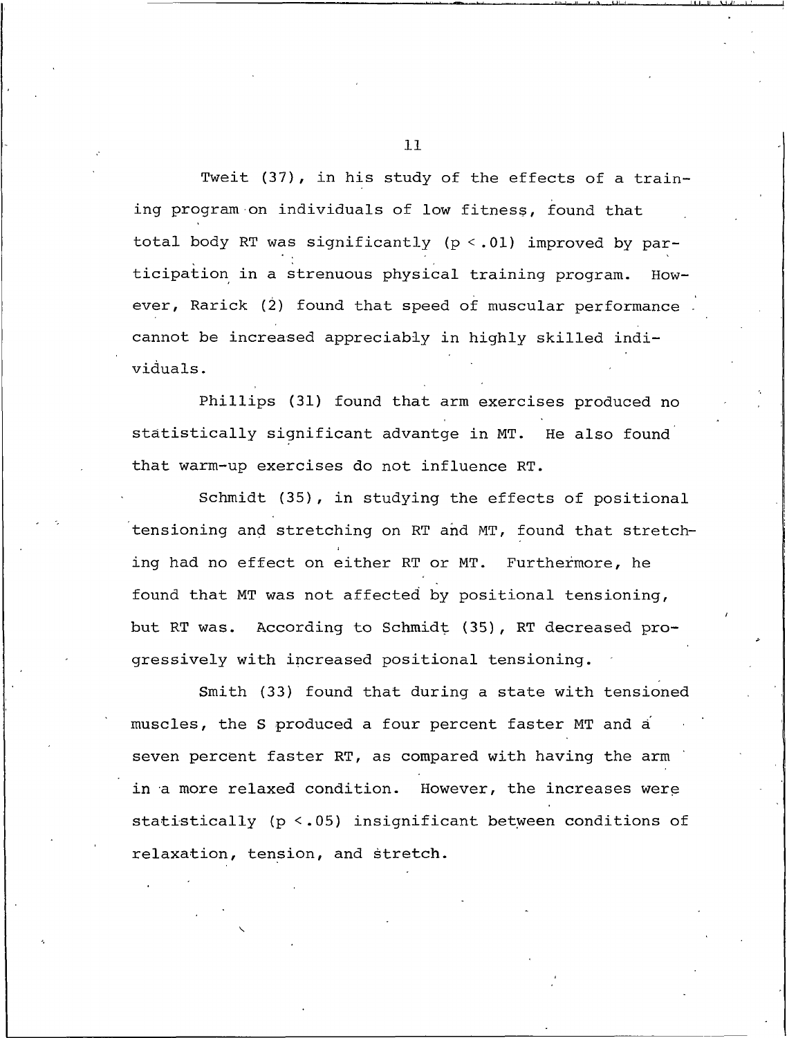Tweit (37), in his study of the effects of a training program on individuals of low fitness, found that total body RT was significantly ($p < .01$) improved by participation in a strenuous physical training program. However, Rarick (2) found that speed of muscular performance cannot be increased appreciably in highly skilled individuals.

Phillips (31) found that arm exercises produced no statistically significant advantge in MT. He also found that warm-up exercises do not influence RT.

Schmidt (35), in studying the effects of positional tensioning and stretching on RT and MT, found that stretching had no effect on either RT or MT. Furthermore, he found that MT was not affected by positional tensioning, but RT was. According to Schmidt (35), RT decreased progressively with increased positional tensioning.

Smith (33) found that during a state with tensioned muscles, the S produced a four percent faster MT and a seven percent faster RT, as compared with having the arm in a more relaxed condition. However, the increases were statistically ($p < .05$) insignificant between conditions of relaxation, tension, and stretch.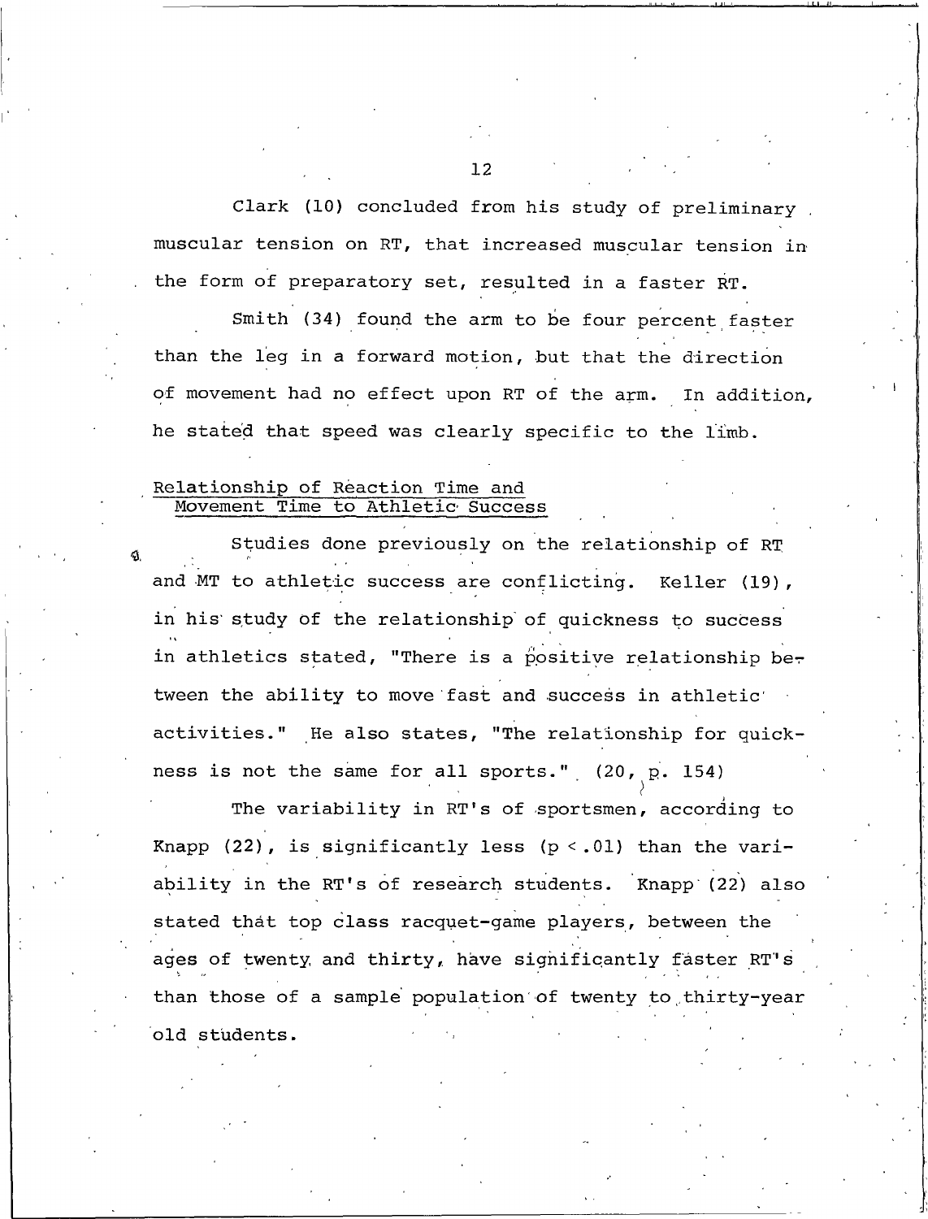Clark (10) concluded from his study of preliminary muscular tension on RT, that increased muscular tension in the form of preparatory set, resulted in a faster RT.

Smith (34) found the arm to be four percent faster than the leg in a forward motion, but that the direction of movement had no effect upon RT of the arm. In addition, he stated that speed was clearly specific to the limb.

## Relationship of Reaction Time and Movement Time to Athletic Success

Studies done previously on the relationship of RT and MT to athletic success are conflicting. Keller (19), in his study of the relationship of quickness to success in athletics stated, "There is a positive relationship between the ability to move fast and success in athletic activities." He also states, "The relationship for quickness is not the same for all sports." (20, p. 154)

The variability in RT's of sportsmen, according to Knapp (22), is significantly less ($p < .01$) than the variability in the RT's of research students. Knapp (22) also stated that top class racquet-game players, between the ages of twenty and thirty, have significantly faster RT's than those of a sample population of twenty to thirty-year old students.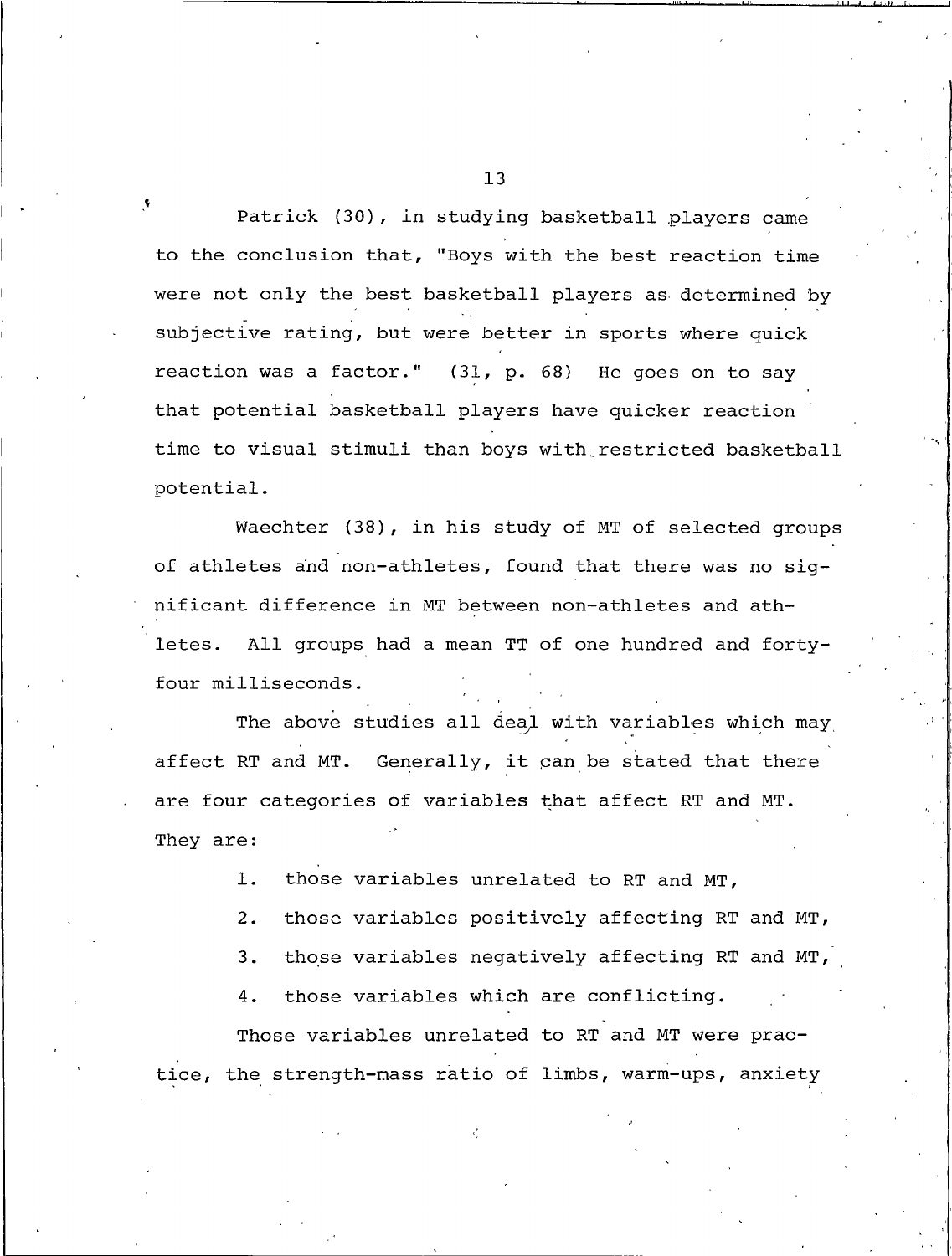Patrick (30), in studying basketball players came to the conclusion that, "Boys with the best reaction time were not only the best basketball players as determined by subjective rating, but were better in sports where quick reaction was a factor." (31, p. 68) He goes on to say that potential basketball players have quicker reaction time to visual stimuli than boys with restricted basketball potential.

Waechter (38), in his study of MT of selected groups of athletes and non-athletes, found that there was no significant difference in MT between non-athletes and athletes. All groups had a mean TT of one hundred and forty-four milliseconds.

The above studies all deal with variables which may affect RT and MT. Generally, it can be stated that there are four categories of variables that affect RT and MT. They are:

1. those variables unrelated to RT and MT,
2. those variables positively affecting RT and MT,
3. those variables negatively affecting RT and MT,
4. those variables which are conflicting.

Those variables unrelated to RT and MT were practice, the strength-mass ratio of limbs, warm-ups, anxiety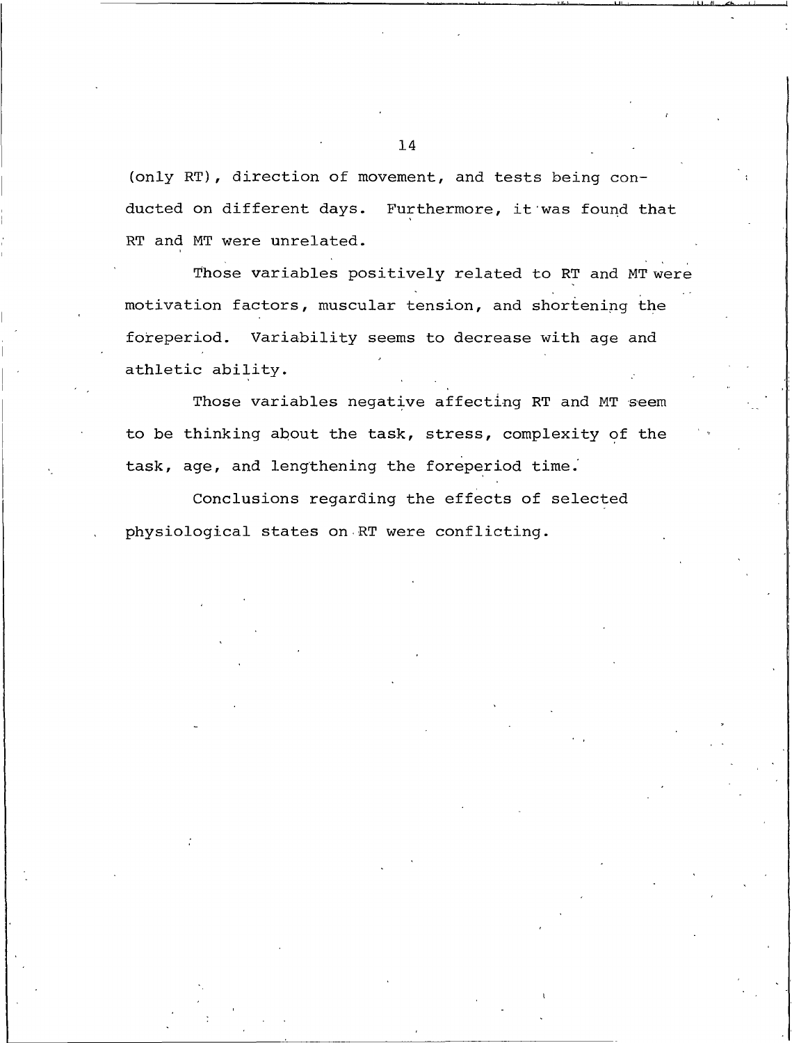(only RT), direction of movement, and tests being conducted on different days. Furthermore, it was found that RT and MT were unrelated.

Those variables positively related to RT and MT were motivation factors, muscular tension, and shortening the foreperiod. Variability seems to decrease with age and athletic ability.

Those variables negative affecting RT and MT seem to be thinking about the task, stress, complexity of the task, age, and lengthening the foreperiod time.

Conclusions regarding the effects of selected physiological states on RT were conflicting.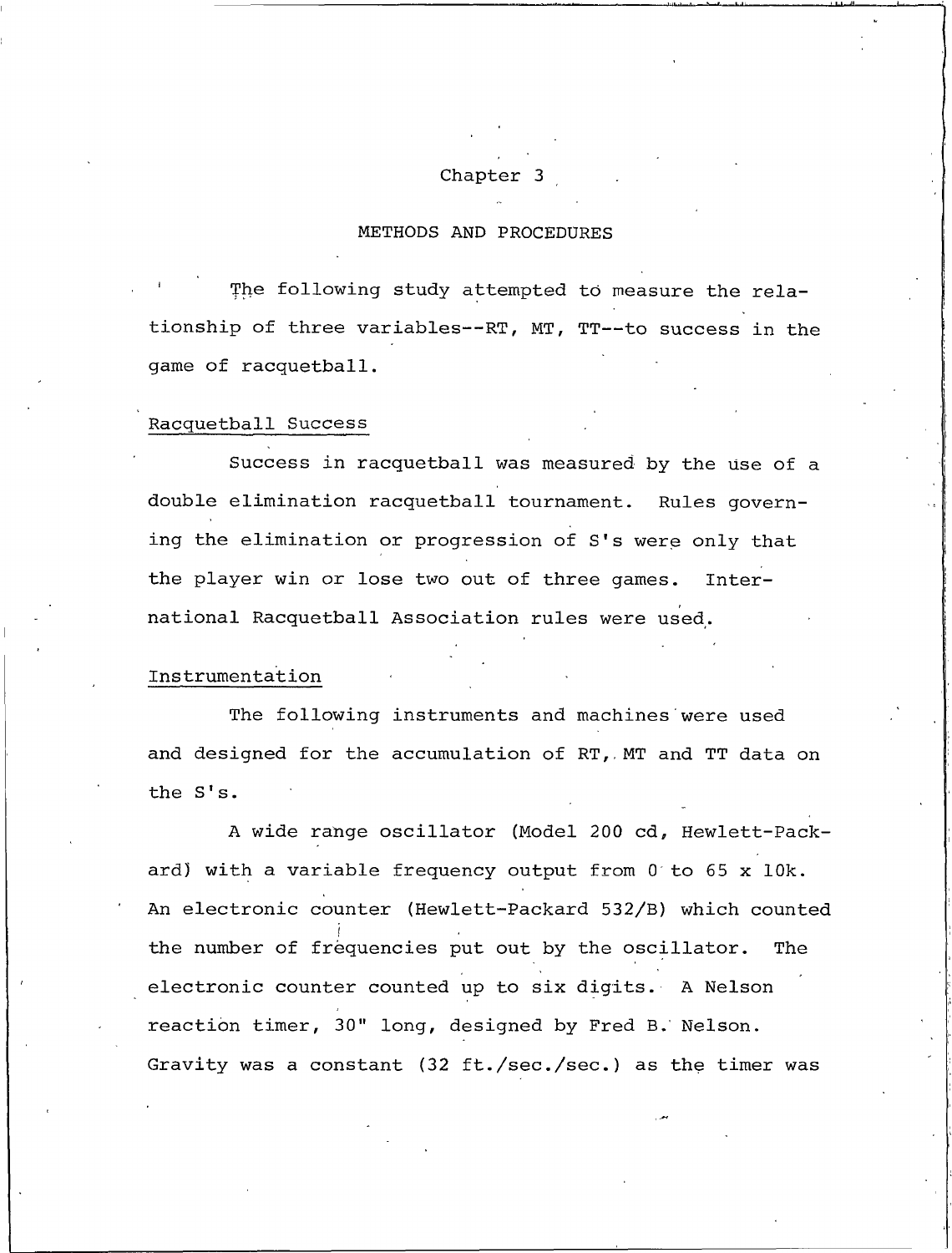# Chapter 3

## METHODS AND PROCEDURES

The following study attempted to measure the relationship of three variables--RT, MT, TT--to success in the game of racquetball.

### Racquetball Success

Success in racquetball was measured by the use of a double elimination racquetball tournament. Rules governing the elimination or progression of S's were only that the player win or lose two out of three games. International Racquetball Association rules were used.

### Instrumentation

The following instruments and machines were used and designed for the accumulation of RT, MT and TT data on the S's.

A wide range oscillator (Model 200 cd, Hewlett-Packard) with a variable frequency output from 0 to 65 x 10k. An electronic counter (Hewlett-Packard 532/B) which counted the number of frequencies put out by the oscillator. The electronic counter counted up to six digits. A Nelson reaction timer, 30" long, designed by Fred B. Nelson. Gravity was a constant (32 ft./sec./sec.) as the timer was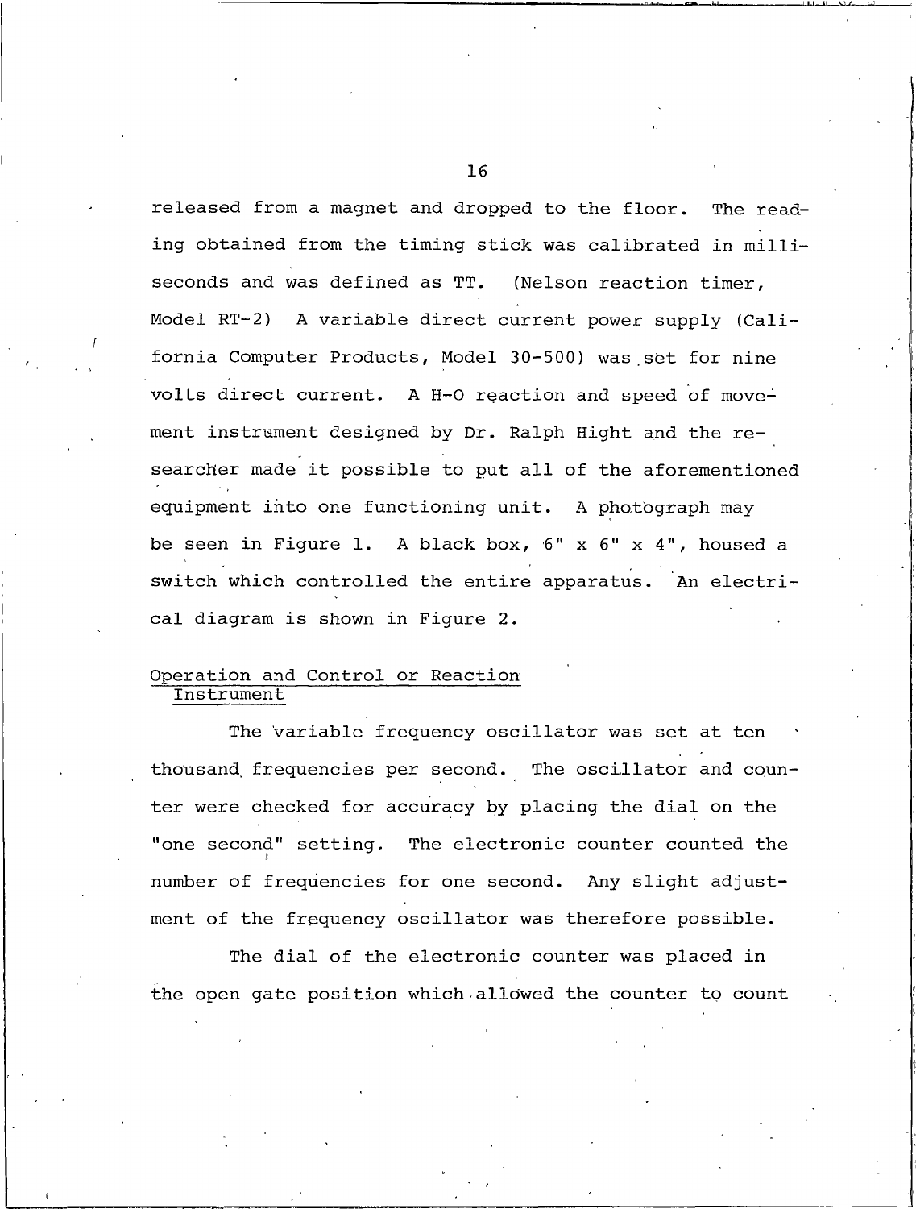released from a magnet and dropped to the floor. The reading obtained from the timing stick was calibrated in milliseconds and was defined as TT. (Nelson reaction timer, Model RT-2) A variable direct current power supply (California Computer Products, Model 30-500) was set for nine volts direct current. A H-O reaction and speed of movement instrument designed by Dr. Ralph Hight and the researcher made it possible to put all of the aforementioned equipment into one functioning unit. A photograph may be seen in Figure 1. A black box, 6" x 6" x 4", housed a switch which controlled the entire apparatus. An electrical diagram is shown in Figure 2.

## Operation and Control or Reaction Instrument

The variable frequency oscillator was set at ten thousand frequencies per second. The oscillator and counter were checked for accuracy by placing the dial on the "one second" setting. The electronic counter counted the number of frequencies for one second. Any slight adjustment of the frequency oscillator was therefore possible.

The dial of the electronic counter was placed in the open gate position which allowed the counter to count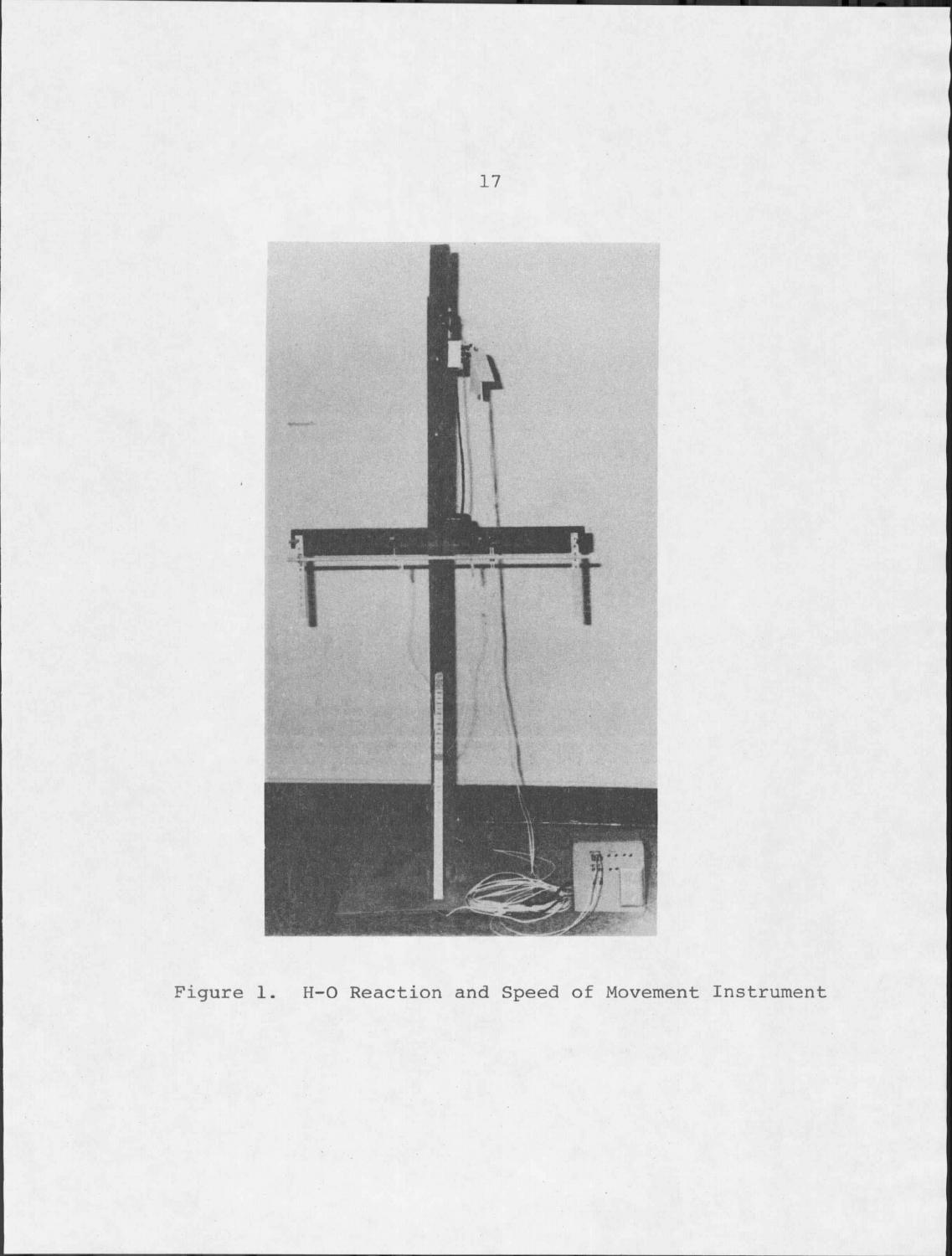Figure 1. H-O Reaction and Speed of Movement Instrument